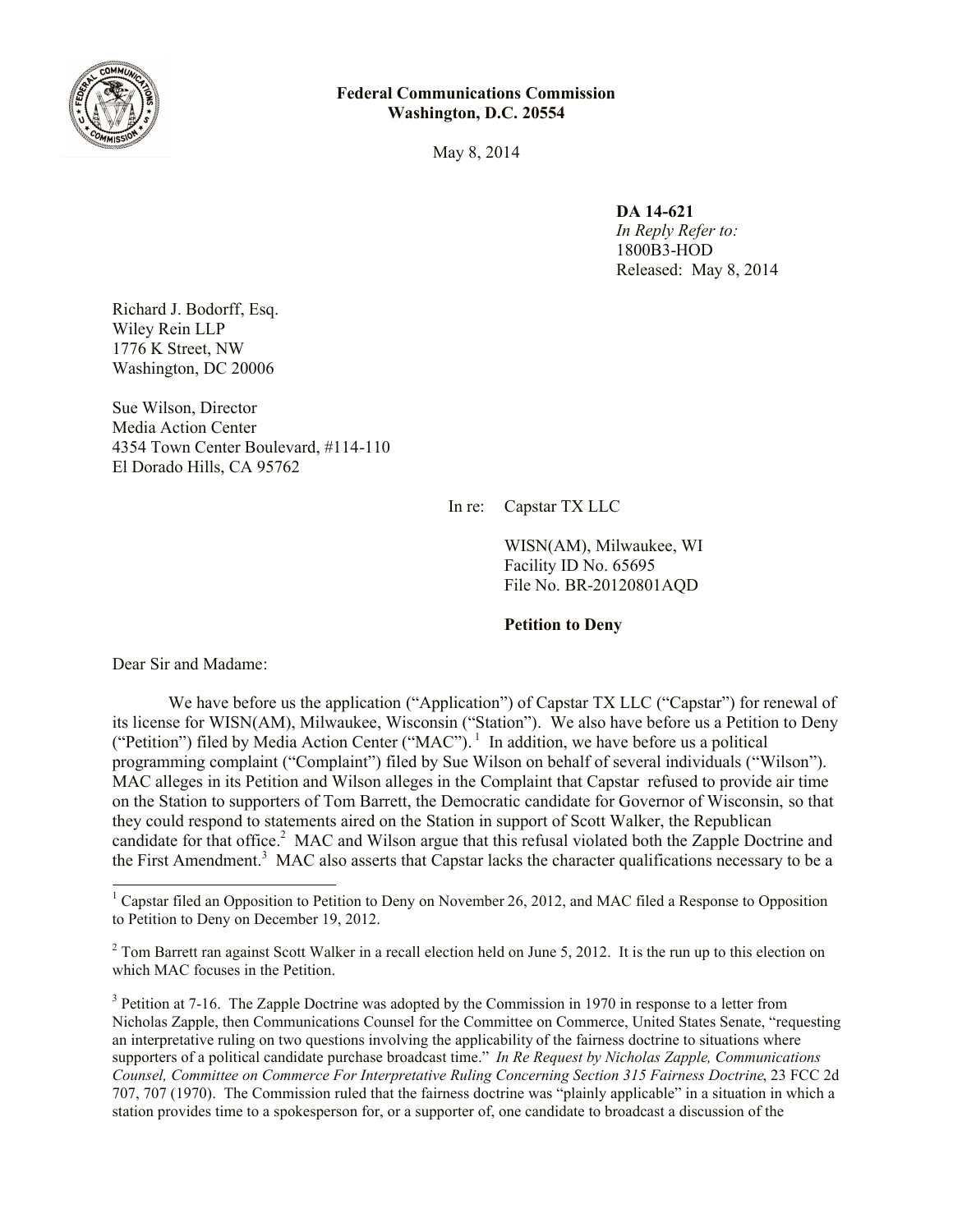**Federal Communications Commission**
**Washington, D.C. 20554**

May 8, 2014

**DA 14-621**
*In Reply Refer to:*
1800B3-HOD
Released: May 8, 2014

Richard J. Bodorff, Esq.
Wiley Rein LLP
1776 K Street, NW
Washington, DC 20006

Sue Wilson, Director
Media Action Center
4354 Town Center Boulevard, #114-110
El Dorado Hills, CA 95762

In re: Capstar TX LLC

WISN(AM), Milwaukee, WI
Facility ID No. 65695
File No. BR-20120801AQD

**Petition to Deny**

Dear Sir and Madame:

We have before us the application ("Application") of Capstar TX LLC ("Capstar") for renewal of its license for WISN(AM), Milwaukee, Wisconsin ("Station"). We also have before us a Petition to Deny ("Petition") filed by Media Action Center ("MAC").[1] In addition, we have before us a political programming complaint ("Complaint") filed by Sue Wilson on behalf of several individuals ("Wilson"). MAC alleges in its Petition and Wilson alleges in the Complaint that Capstar refused to provide air time on the Station to supporters of Tom Barrett, the Democratic candidate for Governor of Wisconsin, so that they could respond to statements aired on the Station in support of Scott Walker, the Republican candidate for that office.[2] MAC and Wilson argue that this refusal violated both the Zapple Doctrine and the First Amendment.[3] MAC also asserts that Capstar lacks the character qualifications necessary to be a

---

[1] Capstar filed an Opposition to Petition to Deny on November 26, 2012, and MAC filed a Response to Opposition to Petition to Deny on December 19, 2012.

[2] Tom Barrett ran against Scott Walker in a recall election held on June 5, 2012. It is the run up to this election on which MAC focuses in the Petition.

[3] Petition at 7-16. The Zapple Doctrine was adopted by the Commission in 1970 in response to a letter from Nicholas Zapple, then Communications Counsel for the Committee on Commerce, United States Senate, "requesting an interpretative ruling on two questions involving the applicability of the fairness doctrine to situations where supporters of a political candidate purchase broadcast time." *In Re Request by Nicholas Zapple, Communications Counsel, Committee on Commerce For Interpretative Ruling Concerning Section 315 Fairness Doctrine*, 23 FCC 2d 707, 707 (1970). The Commission ruled that the fairness doctrine was "plainly applicable" in a situation in which a station provides time to a spokesperson for, or a supporter of, one candidate to broadcast a discussion of the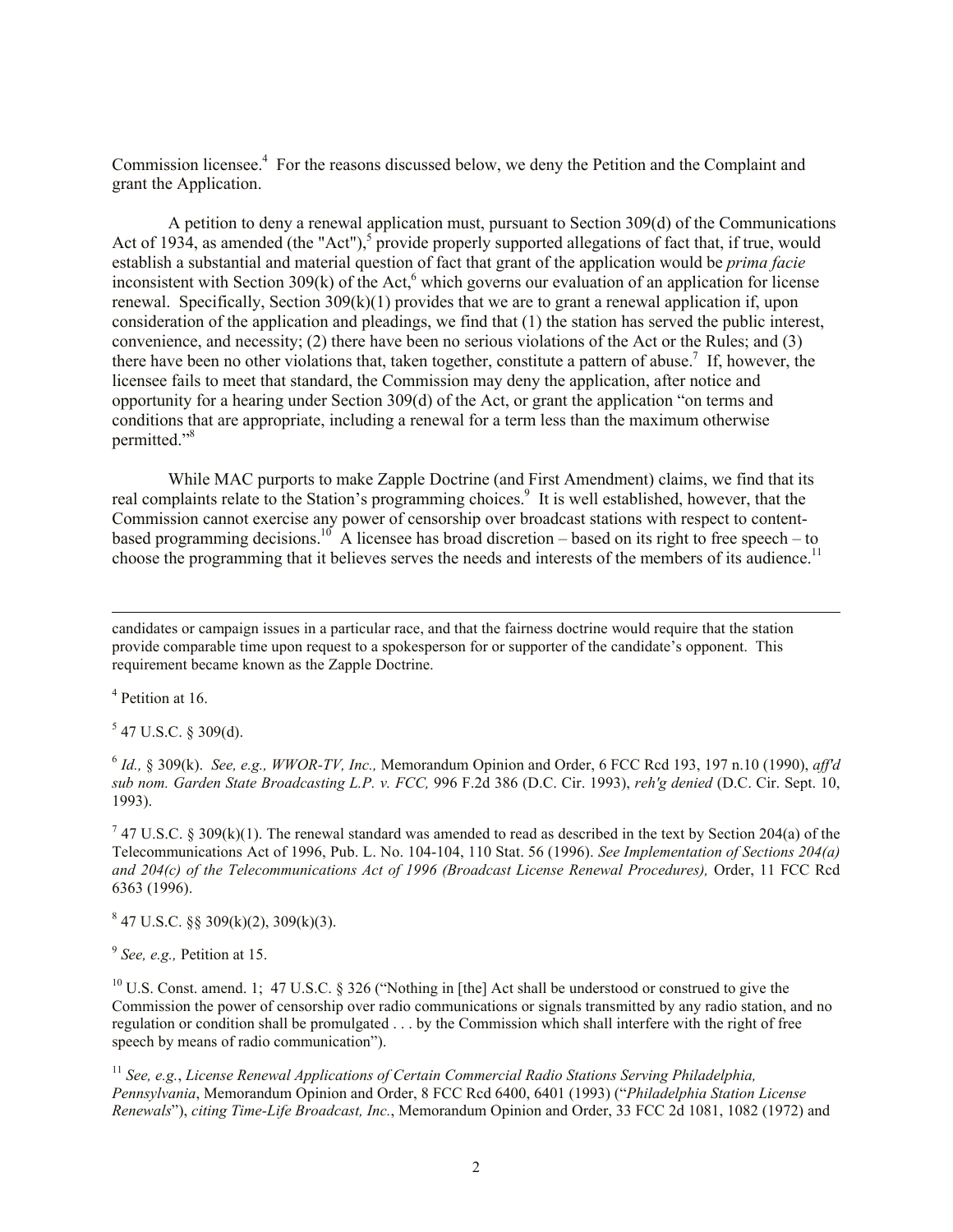Commission licensee.[4] For the reasons discussed below, we deny the Petition and the Complaint and grant the Application.

A petition to deny a renewal application must, pursuant to Section 309(d) of the Communications Act of 1934, as amended (the "Act"),[5] provide properly supported allegations of fact that, if true, would establish a substantial and material question of fact that grant of the application would be *prima facie* inconsistent with Section 309(k) of the Act,[6] which governs our evaluation of an application for license renewal. Specifically, Section 309(k)(1) provides that we are to grant a renewal application if, upon consideration of the application and pleadings, we find that (1) the station has served the public interest, convenience, and necessity; (2) there have been no serious violations of the Act or the Rules; and (3) there have been no other violations that, taken together, constitute a pattern of abuse.[7] If, however, the licensee fails to meet that standard, the Commission may deny the application, after notice and opportunity for a hearing under Section 309(d) of the Act, or grant the application "on terms and conditions that are appropriate, including a renewal for a term less than the maximum otherwise permitted."[8]

While MAC purports to make Zapple Doctrine (and First Amendment) claims, we find that its real complaints relate to the Station's programming choices.[9] It is well established, however, that the Commission cannot exercise any power of censorship over broadcast stations with respect to content-based programming decisions.[10] A licensee has broad discretion – based on its right to free speech – to choose the programming that it believes serves the needs and interests of the members of its audience.[11]

---

candidates or campaign issues in a particular race, and that the fairness doctrine would require that the station provide comparable time upon request to a spokesperson for or supporter of the candidate's opponent. This requirement became known as the Zapple Doctrine.

[4] Petition at 16.

[5] 47 U.S.C. § 309(d).

[6] *Id.,* § 309(k). *See, e.g., WWOR-TV, Inc.,* Memorandum Opinion and Order, 6 FCC Rcd 193, 197 n.10 (1990), *aff'd sub nom. Garden State Broadcasting L.P. v. FCC,* 996 F.2d 386 (D.C. Cir. 1993), *reh'g denied* (D.C. Cir. Sept. 10, 1993).

[7] 47 U.S.C. § 309(k)(1). The renewal standard was amended to read as described in the text by Section 204(a) of the Telecommunications Act of 1996, Pub. L. No. 104-104, 110 Stat. 56 (1996). *See Implementation of Sections 204(a) and 204(c) of the Telecommunications Act of 1996 (Broadcast License Renewal Procedures),* Order, 11 FCC Rcd 6363 (1996).

[8] 47 U.S.C. §§ 309(k)(2), 309(k)(3).

[9] *See, e.g.,* Petition at 15.

[10] U.S. Const. amend. 1; 47 U.S.C. § 326 ("Nothing in [the] Act shall be understood or construed to give the Commission the power of censorship over radio communications or signals transmitted by any radio station, and no regulation or condition shall be promulgated . . . by the Commission which shall interfere with the right of free speech by means of radio communication").

[11] *See, e.g.*, *License Renewal Applications of Certain Commercial Radio Stations Serving Philadelphia, Pennsylvania*, Memorandum Opinion and Order, 8 FCC Rcd 6400, 6401 (1993) ("*Philadelphia Station License Renewals*"), *citing Time-Life Broadcast, Inc.*, Memorandum Opinion and Order, 33 FCC 2d 1081, 1082 (1972) and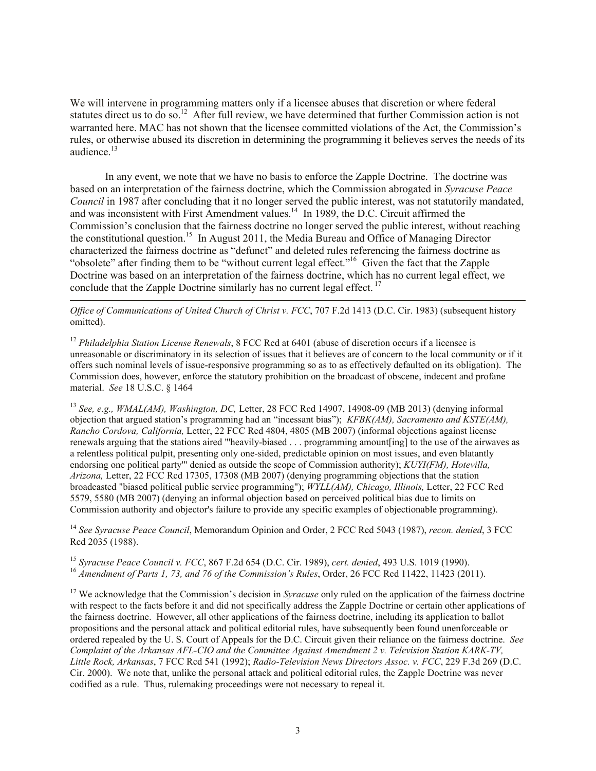We will intervene in programming matters only if a licensee abuses that discretion or where federal statutes direct us to do so.[12] After full review, we have determined that further Commission action is not warranted here. MAC has not shown that the licensee committed violations of the Act, the Commission's rules, or otherwise abused its discretion in determining the programming it believes serves the needs of its audience.[13]

In any event, we note that we have no basis to enforce the Zapple Doctrine. The doctrine was based on an interpretation of the fairness doctrine, which the Commission abrogated in *Syracuse Peace Council* in 1987 after concluding that it no longer served the public interest, was not statutorily mandated, and was inconsistent with First Amendment values.[14] In 1989, the D.C. Circuit affirmed the Commission's conclusion that the fairness doctrine no longer served the public interest, without reaching the constitutional question.[15] In August 2011, the Media Bureau and Office of Managing Director characterized the fairness doctrine as "defunct" and deleted rules referencing the fairness doctrine as "obsolete" after finding them to be "without current legal effect."[16] Given the fact that the Zapple Doctrine was based on an interpretation of the fairness doctrine, which has no current legal effect, we conclude that the Zapple Doctrine similarly has no current legal effect.[17]

---

*Office of Communications of United Church of Christ v. FCC*, 707 F.2d 1413 (D.C. Cir. 1983) (subsequent history omitted).

[12] *Philadelphia Station License Renewals*, 8 FCC Rcd at 6401 (abuse of discretion occurs if a licensee is unreasonable or discriminatory in its selection of issues that it believes are of concern to the local community or if it offers such nominal levels of issue-responsive programming so as to as effectively defaulted on its obligation). The Commission does, however, enforce the statutory prohibition on the broadcast of obscene, indecent and profane material. *See* 18 U.S.C. § 1464

[13] *See, e.g., WMAL(AM), Washington, DC,* Letter, 28 FCC Rcd 14907, 14908-09 (MB 2013) (denying informal objection that argued station's programming had an "incessant bias"); *KFBK(AM), Sacramento and KSTE(AM), Rancho Cordova, California,* Letter, 22 FCC Rcd 4804, 4805 (MB 2007) (informal objections against license renewals arguing that the stations aired "'heavily-biased . . . programming amount[ing] to the use of the airwaves as a relentless political pulpit, presenting only one-sided, predictable opinion on most issues, and even blatantly endorsing one political party'" denied as outside the scope of Commission authority); *KUYI(FM), Hotevilla, Arizona,* Letter, 22 FCC Rcd 17305, 17308 (MB 2007) (denying programming objections that the station broadcasted "biased political public service programming"); *WYLL(AM), Chicago, Illinois,* Letter, 22 FCC Rcd 5579, 5580 (MB 2007) (denying an informal objection based on perceived political bias due to limits on Commission authority and objector's failure to provide any specific examples of objectionable programming).

[14] *See Syracuse Peace Council*, Memorandum Opinion and Order, 2 FCC Rcd 5043 (1987), *recon. denied*, 3 FCC Rcd 2035 (1988).

[15] *Syracuse Peace Council v. FCC*, 867 F.2d 654 (D.C. Cir. 1989), *cert. denied*, 493 U.S. 1019 (1990).

[16] *Amendment of Parts 1, 73, and 76 of the Commission's Rules*, Order, 26 FCC Rcd 11422, 11423 (2011).

[17] We acknowledge that the Commission's decision in *Syracuse* only ruled on the application of the fairness doctrine with respect to the facts before it and did not specifically address the Zapple Doctrine or certain other applications of the fairness doctrine. However, all other applications of the fairness doctrine, including its application to ballot propositions and the personal attack and political editorial rules, have subsequently been found unenforceable or ordered repealed by the U. S. Court of Appeals for the D.C. Circuit given their reliance on the fairness doctrine. *See Complaint of the Arkansas AFL-CIO and the Committee Against Amendment 2 v. Television Station KARK-TV, Little Rock, Arkansas*, 7 FCC Rcd 541 (1992); *Radio-Television News Directors Assoc. v. FCC*, 229 F.3d 269 (D.C. Cir. 2000). We note that, unlike the personal attack and political editorial rules, the Zapple Doctrine was never codified as a rule. Thus, rulemaking proceedings were not necessary to repeal it.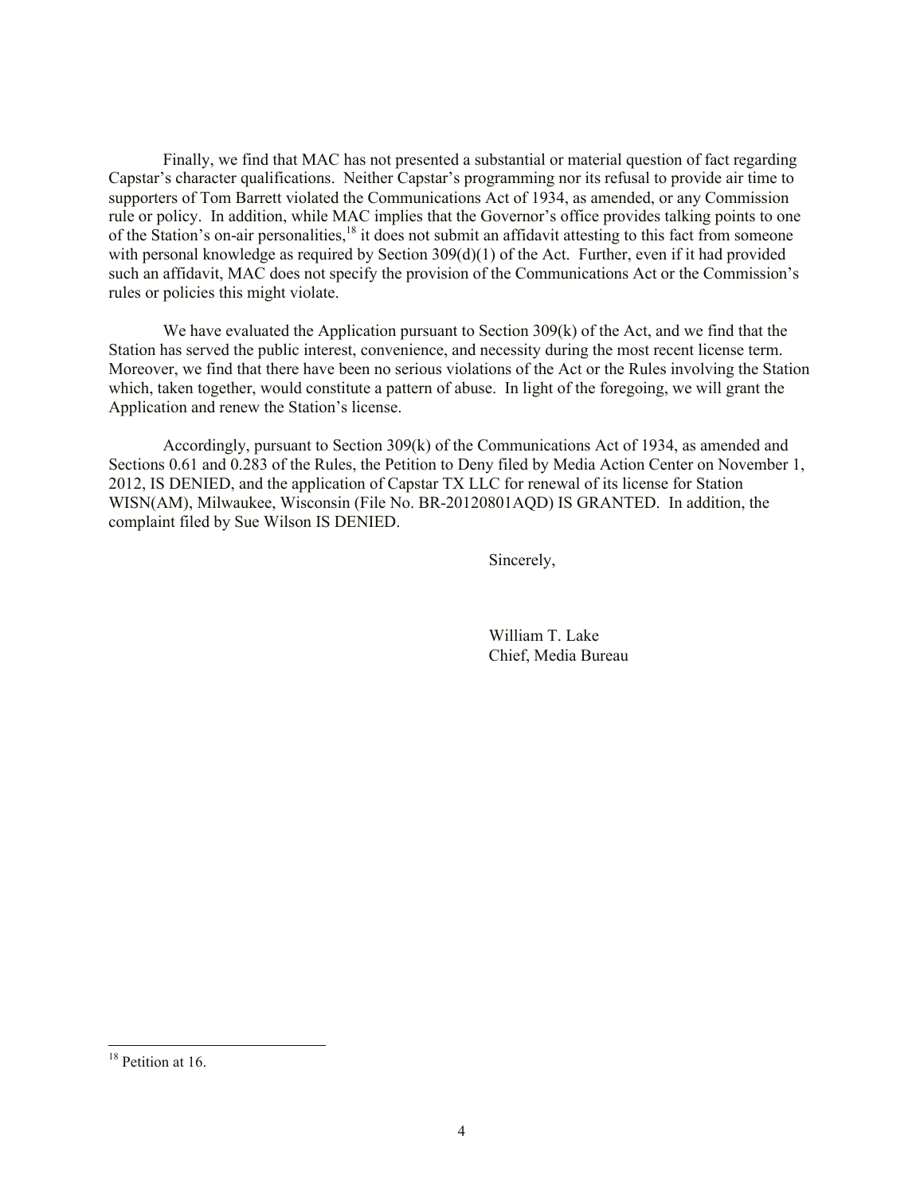Finally, we find that MAC has not presented a substantial or material question of fact regarding Capstar's character qualifications. Neither Capstar's programming nor its refusal to provide air time to supporters of Tom Barrett violated the Communications Act of 1934, as amended, or any Commission rule or policy. In addition, while MAC implies that the Governor's office provides talking points to one of the Station's on-air personalities,[18] it does not submit an affidavit attesting to this fact from someone with personal knowledge as required by Section 309(d)(1) of the Act. Further, even if it had provided such an affidavit, MAC does not specify the provision of the Communications Act or the Commission's rules or policies this might violate.

We have evaluated the Application pursuant to Section 309(k) of the Act, and we find that the Station has served the public interest, convenience, and necessity during the most recent license term. Moreover, we find that there have been no serious violations of the Act or the Rules involving the Station which, taken together, would constitute a pattern of abuse. In light of the foregoing, we will grant the Application and renew the Station's license.

Accordingly, pursuant to Section 309(k) of the Communications Act of 1934, as amended and Sections 0.61 and 0.283 of the Rules, the Petition to Deny filed by Media Action Center on November 1, 2012, IS DENIED, and the application of Capstar TX LLC for renewal of its license for Station WISN(AM), Milwaukee, Wisconsin (File No. BR-20120801AQD) IS GRANTED. In addition, the complaint filed by Sue Wilson IS DENIED.

Sincerely,

William T. Lake
Chief, Media Bureau

---

[18] Petition at 16.